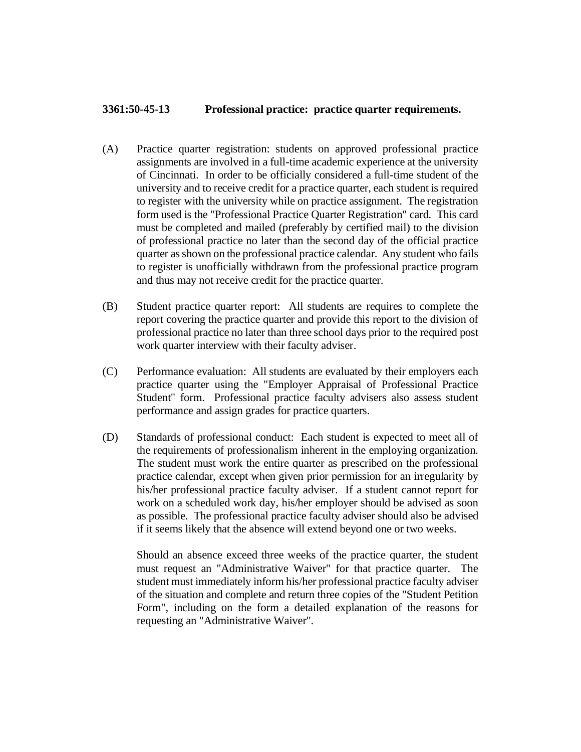**3361:50-45-13 Professional practice: practice quarter requirements.**

(A) Practice quarter registration: students on approved professional practice assignments are involved in a full-time academic experience at the university of Cincinnati. In order to be officially considered a full-time student of the university and to receive credit for a practice quarter, each student is required to register with the university while on practice assignment. The registration form used is the "Professional Practice Quarter Registration" card. This card must be completed and mailed (preferably by certified mail) to the division of professional practice no later than the second day of the official practice quarter as shown on the professional practice calendar. Any student who fails to register is unofficially withdrawn from the professional practice program and thus may not receive credit for the practice quarter.

(B) Student practice quarter report: All students are requires to complete the report covering the practice quarter and provide this report to the division of professional practice no later than three school days prior to the required post work quarter interview with their faculty adviser.

(C) Performance evaluation: All students are evaluated by their employers each practice quarter using the "Employer Appraisal of Professional Practice Student" form. Professional practice faculty advisers also assess student performance and assign grades for practice quarters.

(D) Standards of professional conduct: Each student is expected to meet all of the requirements of professionalism inherent in the employing organization. The student must work the entire quarter as prescribed on the professional practice calendar, except when given prior permission for an irregularity by his/her professional practice faculty adviser. If a student cannot report for work on a scheduled work day, his/her employer should be advised as soon as possible. The professional practice faculty adviser should also be advised if it seems likely that the absence will extend beyond one or two weeks.

Should an absence exceed three weeks of the practice quarter, the student must request an "Administrative Waiver" for that practice quarter. The student must immediately inform his/her professional practice faculty adviser of the situation and complete and return three copies of the "Student Petition Form", including on the form a detailed explanation of the reasons for requesting an "Administrative Waiver".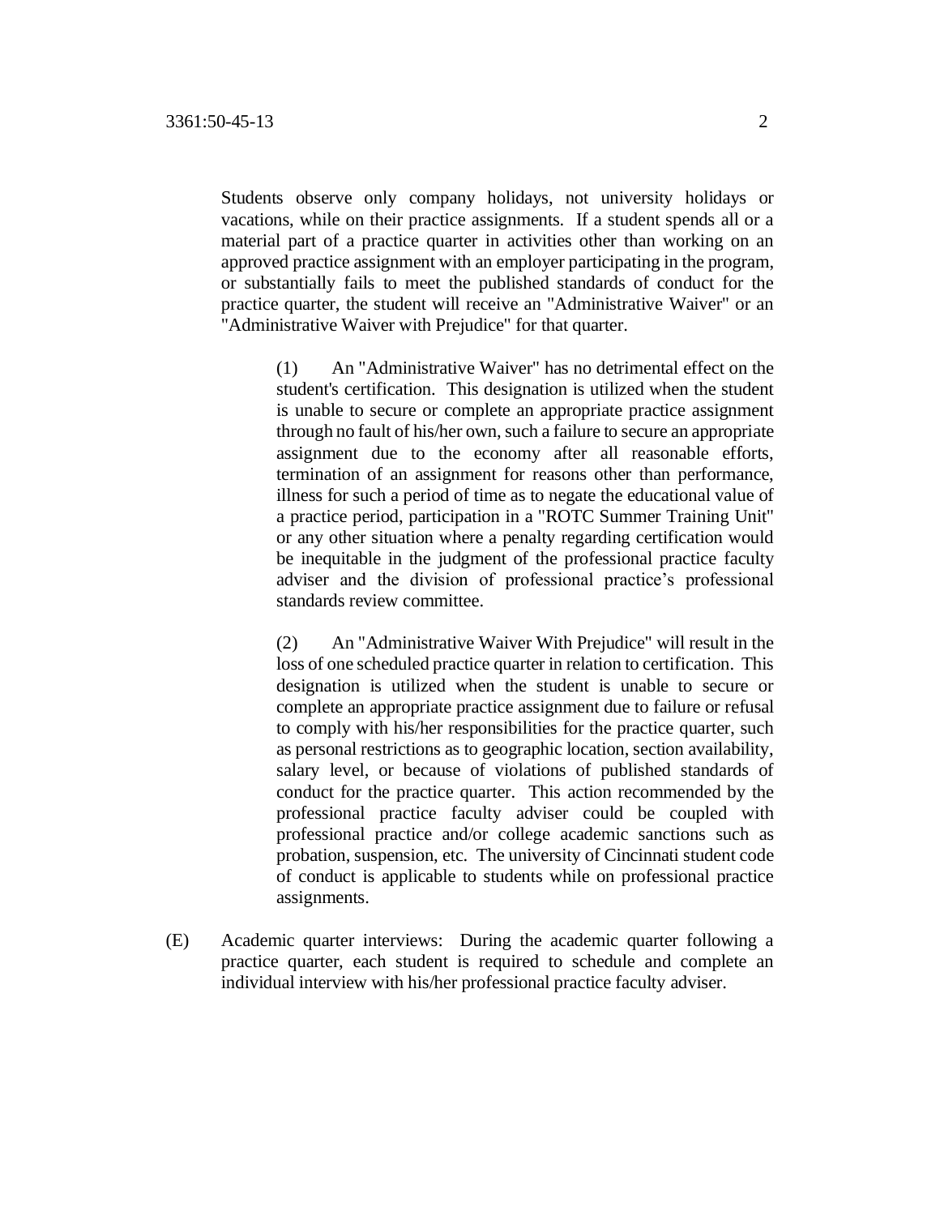Students observe only company holidays, not university holidays or vacations, while on their practice assignments. If a student spends all or a material part of a practice quarter in activities other than working on an approved practice assignment with an employer participating in the program, or substantially fails to meet the published standards of conduct for the practice quarter, the student will receive an "Administrative Waiver" or an "Administrative Waiver with Prejudice" for that quarter.

(1) An "Administrative Waiver" has no detrimental effect on the student's certification. This designation is utilized when the student is unable to secure or complete an appropriate practice assignment through no fault of his/her own, such a failure to secure an appropriate assignment due to the economy after all reasonable efforts, termination of an assignment for reasons other than performance, illness for such a period of time as to negate the educational value of a practice period, participation in a "ROTC Summer Training Unit" or any other situation where a penalty regarding certification would be inequitable in the judgment of the professional practice faculty adviser and the division of professional practice's professional standards review committee.

(2) An "Administrative Waiver With Prejudice" will result in the loss of one scheduled practice quarter in relation to certification. This designation is utilized when the student is unable to secure or complete an appropriate practice assignment due to failure or refusal to comply with his/her responsibilities for the practice quarter, such as personal restrictions as to geographic location, section availability, salary level, or because of violations of published standards of conduct for the practice quarter. This action recommended by the professional practice faculty adviser could be coupled with professional practice and/or college academic sanctions such as probation, suspension, etc. The university of Cincinnati student code of conduct is applicable to students while on professional practice assignments.

(E) Academic quarter interviews: During the academic quarter following a practice quarter, each student is required to schedule and complete an individual interview with his/her professional practice faculty adviser.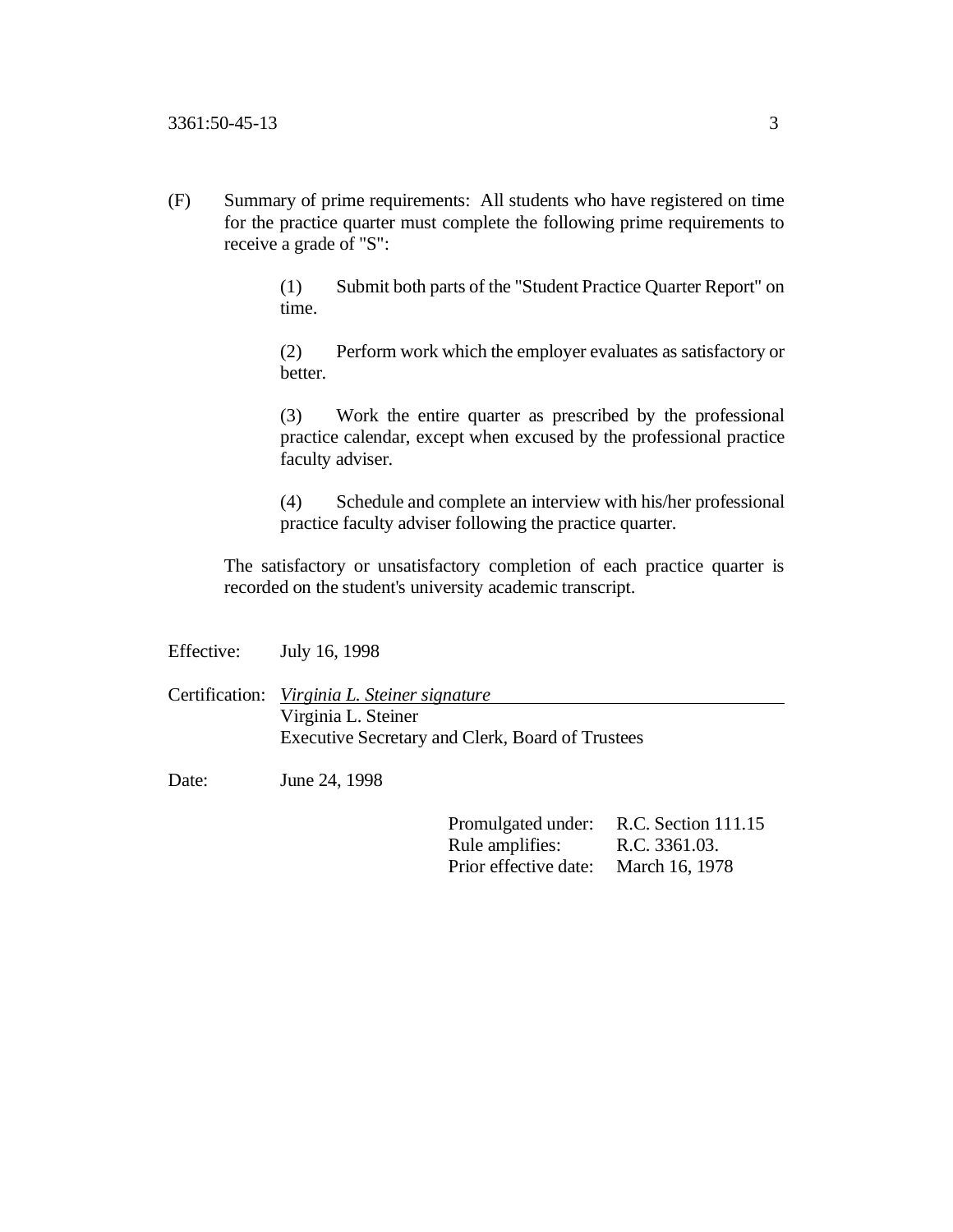(F) Summary of prime requirements: All students who have registered on time for the practice quarter must complete the following prime requirements to receive a grade of "S":

(1) Submit both parts of the "Student Practice Quarter Report" on time.

(2) Perform work which the employer evaluates as satisfactory or better.

(3) Work the entire quarter as prescribed by the professional practice calendar, except when excused by the professional practice faculty adviser.

(4) Schedule and complete an interview with his/her professional practice faculty adviser following the practice quarter.

The satisfactory or unsatisfactory completion of each practice quarter is recorded on the student's university academic transcript.

Effective: July 16, 1998

Certification: *Virginia L. Steiner signature*
Virginia L. Steiner
Executive Secretary and Clerk, Board of Trustees

Date: June 24, 1998

Promulgated under: R.C. Section 111.15
Rule amplifies: R.C. 3361.03.
Prior effective date: March 16, 1978